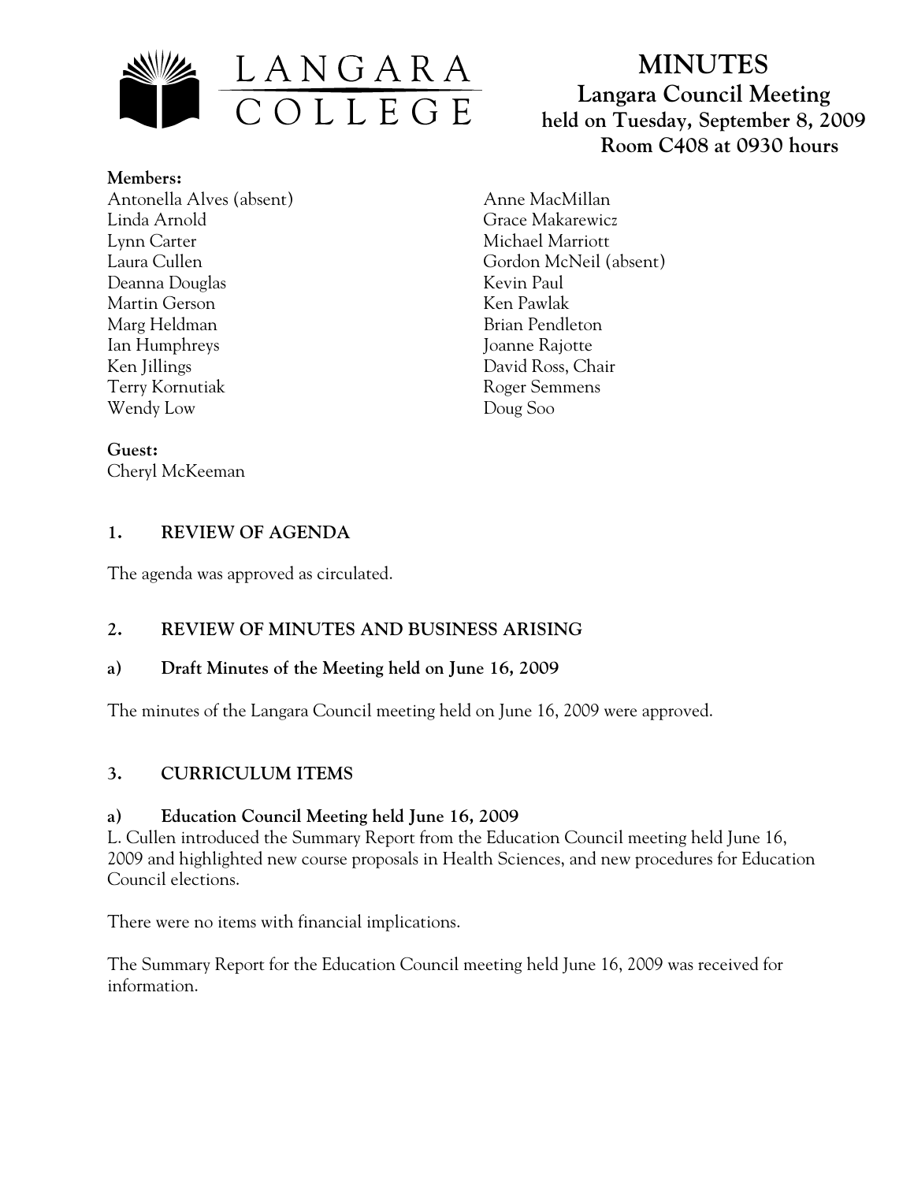LANGARA COLLEGE

# MINUTES

## Langara Council Meeting

**held on Tuesday, September 8, 2009**
**Room C408 at 0930 hours**

**Members:**

Antonella Alves (absent)
Linda Arnold
Lynn Carter
Laura Cullen
Deanna Douglas
Martin Gerson
Marg Heldman
Ian Humphreys
Ken Jillings
Terry Kornutiak
Wendy Low
Anne MacMillan
Grace Makarewicz
Michael Marriott
Gordon McNeil (absent)
Kevin Paul
Ken Pawlak
Brian Pendleton
Joanne Rajotte
David Ross, Chair
Roger Semmens
Doug Soo

**Guest:**
Cheryl McKeeman

## 1. REVIEW OF AGENDA

The agenda was approved as circulated.

## 2. REVIEW OF MINUTES AND BUSINESS ARISING

### a) Draft Minutes of the Meeting held on June 16, 2009

The minutes of the Langara Council meeting held on June 16, 2009 were approved.

## 3. CURRICULUM ITEMS

### a) Education Council Meeting held June 16, 2009

L. Cullen introduced the Summary Report from the Education Council meeting held June 16, 2009 and highlighted new course proposals in Health Sciences, and new procedures for Education Council elections.

There were no items with financial implications.

The Summary Report for the Education Council meeting held June 16, 2009 was received for information.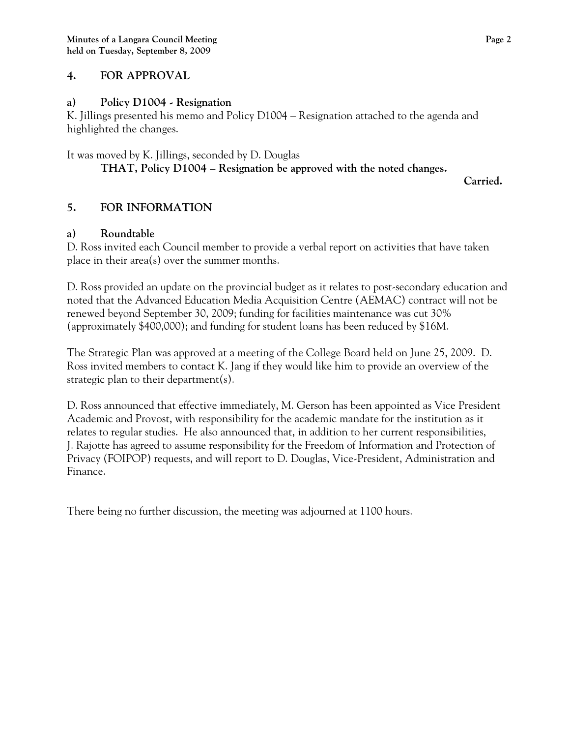## 4. FOR APPROVAL

### a) Policy D1004 - Resignation

K. Jillings presented his memo and Policy D1004 – Resignation attached to the agenda and highlighted the changes.

It was moved by K. Jillings, seconded by D. Douglas

**THAT, Policy D1004 – Resignation be approved with the noted changes.**

**Carried.**

## 5. FOR INFORMATION

### a) Roundtable

D. Ross invited each Council member to provide a verbal report on activities that have taken place in their area(s) over the summer months.

D. Ross provided an update on the provincial budget as it relates to post-secondary education and noted that the Advanced Education Media Acquisition Centre (AEMAC) contract will not be renewed beyond September 30, 2009; funding for facilities maintenance was cut 30% (approximately $400,000); and funding for student loans has been reduced by $16M.

The Strategic Plan was approved at a meeting of the College Board held on June 25, 2009. D. Ross invited members to contact K. Jang if they would like him to provide an overview of the strategic plan to their department(s).

D. Ross announced that effective immediately, M. Gerson has been appointed as Vice President Academic and Provost, with responsibility for the academic mandate for the institution as it relates to regular studies. He also announced that, in addition to her current responsibilities, J. Rajotte has agreed to assume responsibility for the Freedom of Information and Protection of Privacy (FOIPOP) requests, and will report to D. Douglas, Vice-President, Administration and Finance.

There being no further discussion, the meeting was adjourned at 1100 hours.